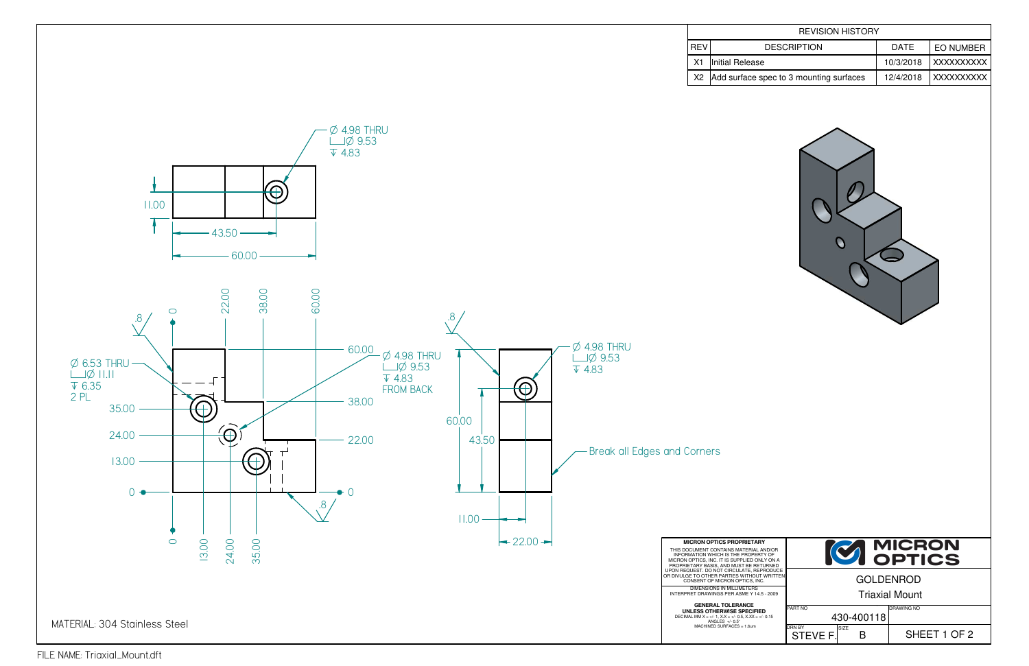| REVISION HISTORY | | | |
|---|---|---|---|
| REV | DESCRIPTION | DATE | EO NUMBER |
| X1 | Initial Release | 10/3/2018 | XXXXXXXXXX |
| X2 | Add surface spec to 3 mounting surfaces | 12/4/2018 | XXXXXXXXXX |

Ø 4.98 THRU
⌴Ø 9.53
↧ 4.83

11.00

43.50

60.00

.8

0

22.00

38.00

60.00

Ø 6.53 THRU
⌴Ø 11.11
↧ 6.35
2 PL

35.00

24.00

13.00

0

60.00

Ø 4.98 THRU
⌴Ø 9.53
↧ 4.83
FROM BACK

38.00

22.00

0

.8

0

13.00

24.00

35.00

.8

60.00

43.50

11.00

22.00

Ø 4.98 THRU
⌴Ø 9.53
↧ 4.83

Break all Edges and Corners

MATERIAL: 304 Stainless Steel

**MICRON OPTICS PROPRIETARY**

THIS DOCUMENT CONTAINS MATERIAL AND/OR INFORMATION WHICH IS THE PROPERTY OF MICRON OPTICS, INC. IT IS SUPPLIED ONLY ON A PROPRIETARY BASIS, AND MUST BE RETURNED UPON REQUEST. DO NOT CIRCULATE, REPRODUCE OR DIVULGE TO OTHER PARTIES WITHOUT WRITTEN CONSENT OF MICRON OPTICS, INC.

DIMENSIONS IN MILLIMETERS
INTERPRET DRAWINGS PER ASME Y 14.5 - 2009

**GENERAL TOLERANCE UNLESS OTHERWISE SPECIFIED**

DECIMAL MM X = +/- 1, X.X = +/- 0.5, X.XX = +/- 0.15
ANGLES +/- 0.5°
MACHINED SURFACES = 1.6um

MICRON OPTICS

GOLDENROD

Triaxial Mount

PART NO 430-400118

DRAWING NO

DRN BY STEVE F.

SIZE B

SHEET 1 OF 2

FILE NAME: Triaxial_Mount.dft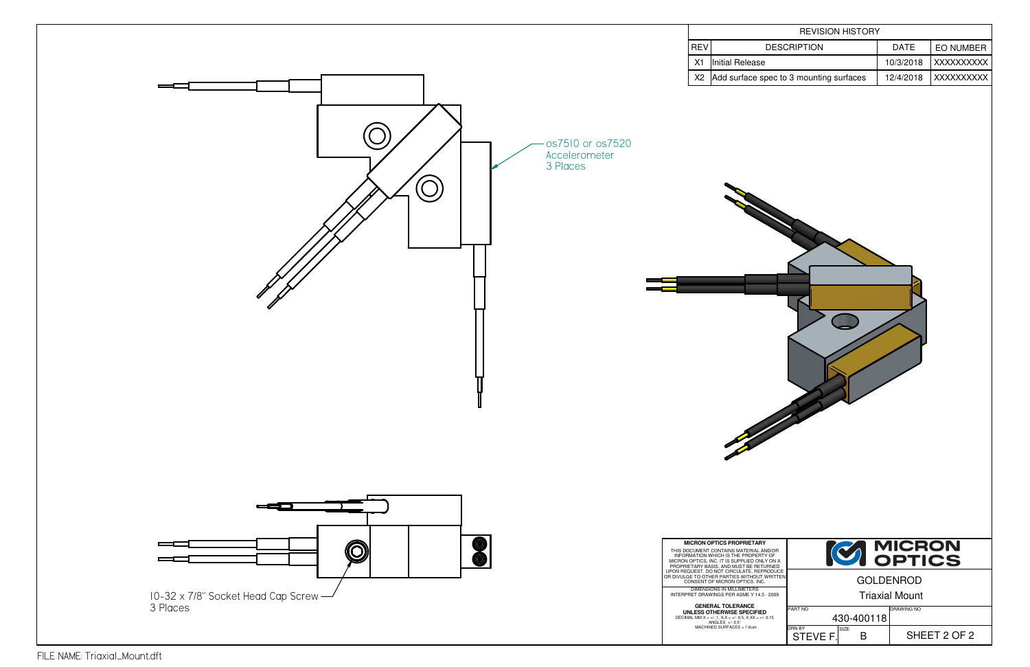| REVISION HISTORY | | | |
|---|---|---|---|
| REV | DESCRIPTION | DATE | EO NUMBER |
| X1 | Initial Release | 10/3/2018 | XXXXXXXXXX |
| X2 | Add surface spec to 3 mounting surfaces | 12/4/2018 | XXXXXXXXXX |

os7510 or os7520
Accelerometer
3 Places

10-32 x 7/8" Socket Head Cap Screw
3 Places

**MICRON OPTICS PROPRIETARY**

THIS DOCUMENT CONTAINS MATERIAL AND/OR INFORMATION WHICH IS THE PROPERTY OF MICRON OPTICS, INC. IT IS SUPPLIED ONLY ON A PROPRIETARY BASIS, AND MUST BE RETURNED UPON REQUEST. DO NOT CIRCULATE, REPRODUCE OR DIVULGE TO OTHER PARTIES WITHOUT WRITTEN CONSENT OF MICRON OPTICS, INC.

DIMENSIONS IN MILLIMETERS
INTERPRET DRAWINGS PER ASME Y 14.5 - 2009

**GENERAL TOLERANCE**
**UNLESS OTHERWISE SPECIFIED**
DECIMAL MM X = +/- 1, X.X = +/- 0.5, X.XX = +/- 0.15
ANGLES +/- 0.5°
MACHINED SURFACES = 1.6um

MICRON OPTICS

GOLDENROD

Triaxial Mount

| PART NO | DRAWING NO |
|---|---|
| 430-400118 | |

| DRN BY | SIZE | |
|---|---|---|
| STEVE F. | B | SHEET 2 OF 2 |

FILE NAME: Triaxial_Mount.dft